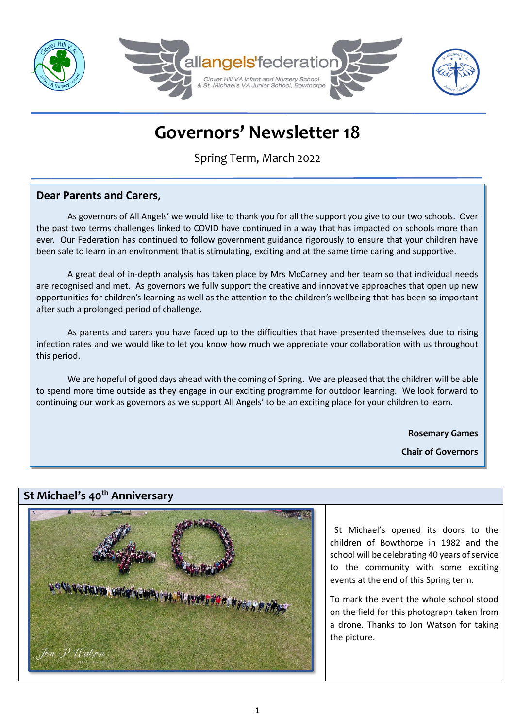allangels'federation

Clover Hill VA Infant and Nursery School & St. Michael's VA Junior School, Bowthorpe

# Governors' Newsletter 18

Spring Term, March 2022

**Dear Parents and Carers,**

As governors of All Angels' we would like to thank you for all the support you give to our two schools. Over the past two terms challenges linked to COVID have continued in a way that has impacted on schools more than ever. Our Federation has continued to follow government guidance rigorously to ensure that your children have been safe to learn in an environment that is stimulating, exciting and at the same time caring and supportive.

A great deal of in-depth analysis has taken place by Mrs McCarney and her team so that individual needs are recognised and met. As governors we fully support the creative and innovative approaches that open up new opportunities for children's learning as well as the attention to the children's wellbeing that has been so important after such a prolonged period of challenge.

As parents and carers you have faced up to the difficulties that have presented themselves due to rising infection rates and we would like to let you know how much we appreciate your collaboration with us throughout this period.

We are hopeful of good days ahead with the coming of Spring. We are pleased that the children will be able to spend more time outside as they engage in our exciting programme for outdoor learning. We look forward to continuing our work as governors as we support All Angels' to be an exciting place for your children to learn.

**Rosemary Games**

**Chair of Governors**

## St Michael's 40th Anniversary

St Michael's opened its doors to the children of Bowthorpe in 1982 and the school will be celebrating 40 years of service to the community with some exciting events at the end of this Spring term.

To mark the event the whole school stood on the field for this photograph taken from a drone. Thanks to Jon Watson for taking the picture.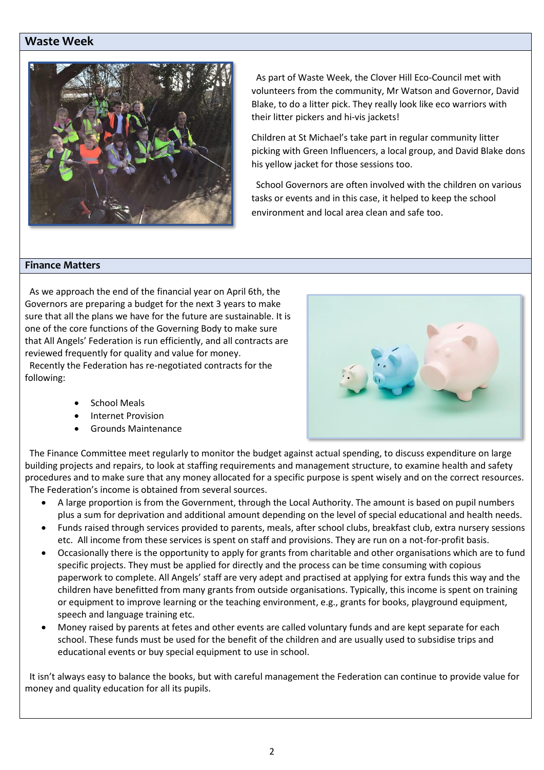## Waste Week

As part of Waste Week, the Clover Hill Eco-Council met with volunteers from the community, Mr Watson and Governor, David Blake, to do a litter pick. They really look like eco warriors with their litter pickers and hi-vis jackets!

Children at St Michael's take part in regular community litter picking with Green Influencers, a local group, and David Blake dons his yellow jacket for those sessions too.

School Governors are often involved with the children on various tasks or events and in this case, it helped to keep the school environment and local area clean and safe too.

## Finance Matters

As we approach the end of the financial year on April 6th, the Governors are preparing a budget for the next 3 years to make sure that all the plans we have for the future are sustainable. It is one of the core functions of the Governing Body to make sure that All Angels' Federation is run efficiently, and all contracts are reviewed frequently for quality and value for money.

Recently the Federation has re-negotiated contracts for the following:

- School Meals
- Internet Provision
- Grounds Maintenance

The Finance Committee meet regularly to monitor the budget against actual spending, to discuss expenditure on large building projects and repairs, to look at staffing requirements and management structure, to examine health and safety procedures and to make sure that any money allocated for a specific purpose is spent wisely and on the correct resources.

The Federation's income is obtained from several sources.

- A large proportion is from the Government, through the Local Authority. The amount is based on pupil numbers plus a sum for deprivation and additional amount depending on the level of special educational and health needs.
- Funds raised through services provided to parents, meals, after school clubs, breakfast club, extra nursery sessions etc. All income from these services is spent on staff and provisions. They are run on a not-for-profit basis.
- Occasionally there is the opportunity to apply for grants from charitable and other organisations which are to fund specific projects. They must be applied for directly and the process can be time consuming with copious paperwork to complete. All Angels' staff are very adept and practised at applying for extra funds this way and the children have benefitted from many grants from outside organisations. Typically, this income is spent on training or equipment to improve learning or the teaching environment, e.g., grants for books, playground equipment, speech and language training etc.
- Money raised by parents at fetes and other events are called voluntary funds and are kept separate for each school. These funds must be used for the benefit of the children and are usually used to subsidise trips and educational events or buy special equipment to use in school.

It isn't always easy to balance the books, but with careful management the Federation can continue to provide value for money and quality education for all its pupils.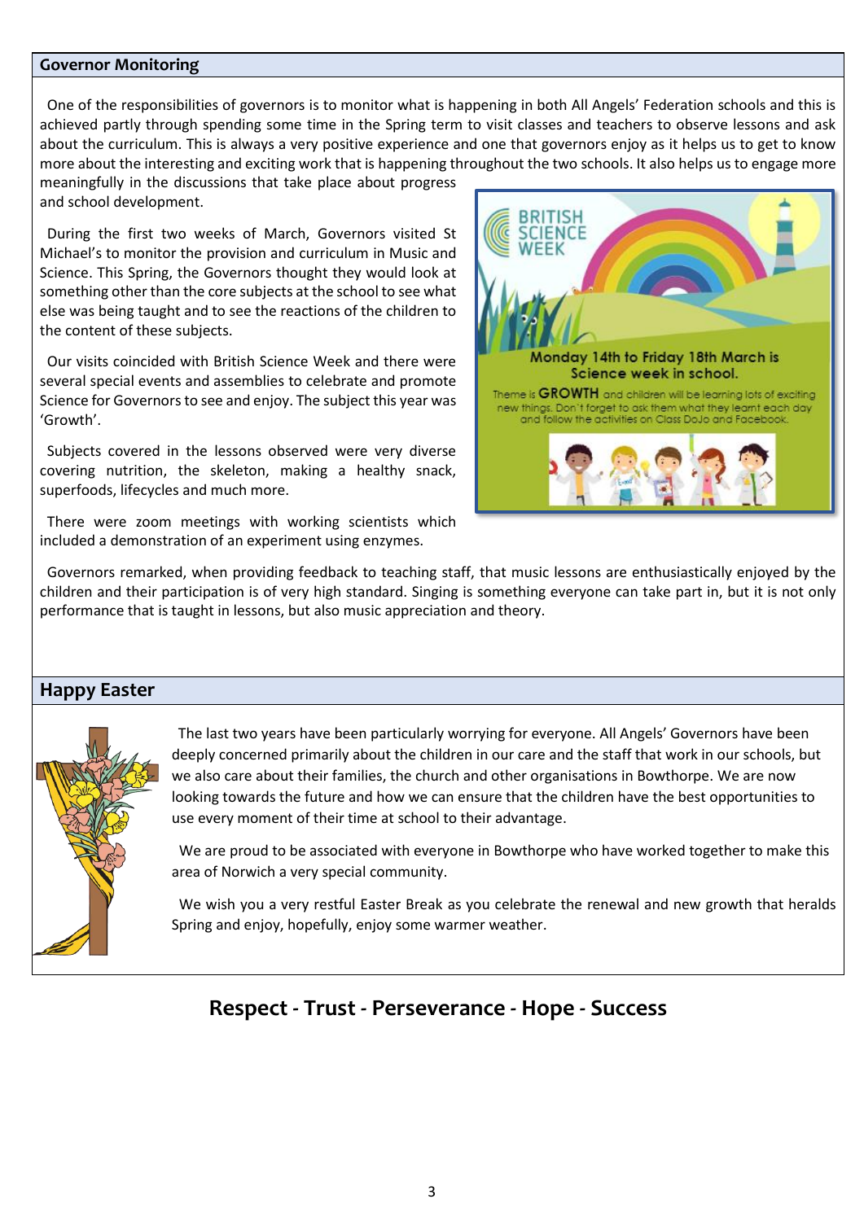## Governor Monitoring

One of the responsibilities of governors is to monitor what is happening in both All Angels' Federation schools and this is achieved partly through spending some time in the Spring term to visit classes and teachers to observe lessons and ask about the curriculum. This is always a very positive experience and one that governors enjoy as it helps us to get to know more about the interesting and exciting work that is happening throughout the two schools. It also helps us to engage more meaningfully in the discussions that take place about progress and school development.

During the first two weeks of March, Governors visited St Michael's to monitor the provision and curriculum in Music and Science. This Spring, the Governors thought they would look at something other than the core subjects at the school to see what else was being taught and to see the reactions of the children to the content of these subjects.

Our visits coincided with British Science Week and there were several special events and assemblies to celebrate and promote Science for Governors to see and enjoy. The subject this year was 'Growth'.

Subjects covered in the lessons observed were very diverse covering nutrition, the skeleton, making a healthy snack, superfoods, lifecycles and much more.

There were zoom meetings with working scientists which included a demonstration of an experiment using enzymes.

BRITISH SCIENCE WEEK

Monday 14th to Friday 18th March is Science week in school.

Theme is **GROWTH** and children will be learning lots of exciting new things. Don't forget to ask them what they learnt each day and follow the activities on Class DoJo and Facebook.

Governors remarked, when providing feedback to teaching staff, that music lessons are enthusiastically enjoyed by the children and their participation is of very high standard. Singing is something everyone can take part in, but it is not only performance that is taught in lessons, but also music appreciation and theory.

## Happy Easter

The last two years have been particularly worrying for everyone. All Angels' Governors have been deeply concerned primarily about the children in our care and the staff that work in our schools, but we also care about their families, the church and other organisations in Bowthorpe. We are now looking towards the future and how we can ensure that the children have the best opportunities to use every moment of their time at school to their advantage.

We are proud to be associated with everyone in Bowthorpe who have worked together to make this area of Norwich a very special community.

We wish you a very restful Easter Break as you celebrate the renewal and new growth that heralds Spring and enjoy, hopefully, enjoy some warmer weather.

**Respect - Trust - Perseverance - Hope - Success**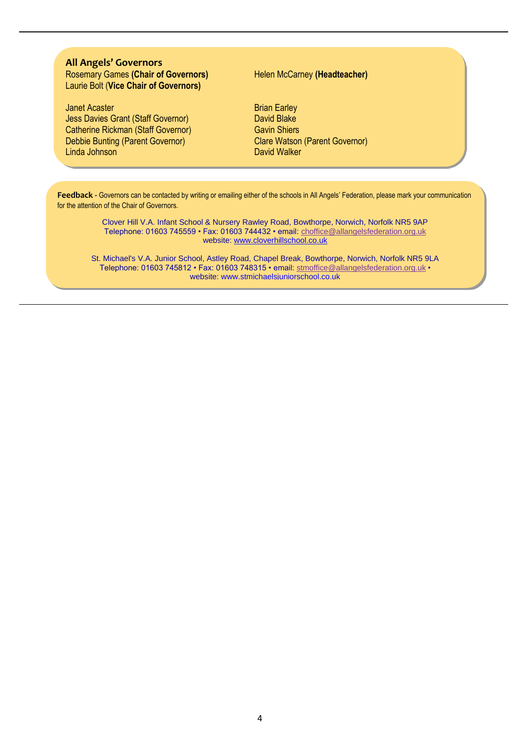## All Angels' Governors

Rosemary Games **(Chair of Governors)**
Laurie Bolt (**Vice Chair of Governors)**

Helen McCarney **(Headteacher)**

Janet Acaster
Jess Davies Grant (Staff Governor)
Catherine Rickman (Staff Governor)
Debbie Bunting (Parent Governor)
Linda Johnson

Brian Earley
David Blake
Gavin Shiers
Clare Watson (Parent Governor)
David Walker

**Feedback** - Governors can be contacted by writing or emailing either of the schools in All Angels' Federation, please mark your communication for the attention of the Chair of Governors.

Clover Hill V.A. Infant School & Nursery Rawley Road, Bowthorpe, Norwich, Norfolk NR5 9AP
Telephone: 01603 745559 • Fax: 01603 744432 • email: choffice@allangelsfederation.org.uk
website: www.cloverhillschool.co.uk

St. Michael's V.A. Junior School, Astley Road, Chapel Break, Bowthorpe, Norwich, Norfolk NR5 9LA
Telephone: 01603 745812 • Fax: 01603 748315 • email: stmoffice@allangelsfederation.org.uk •
website: www.stmichaelsjuniorschool.co.uk